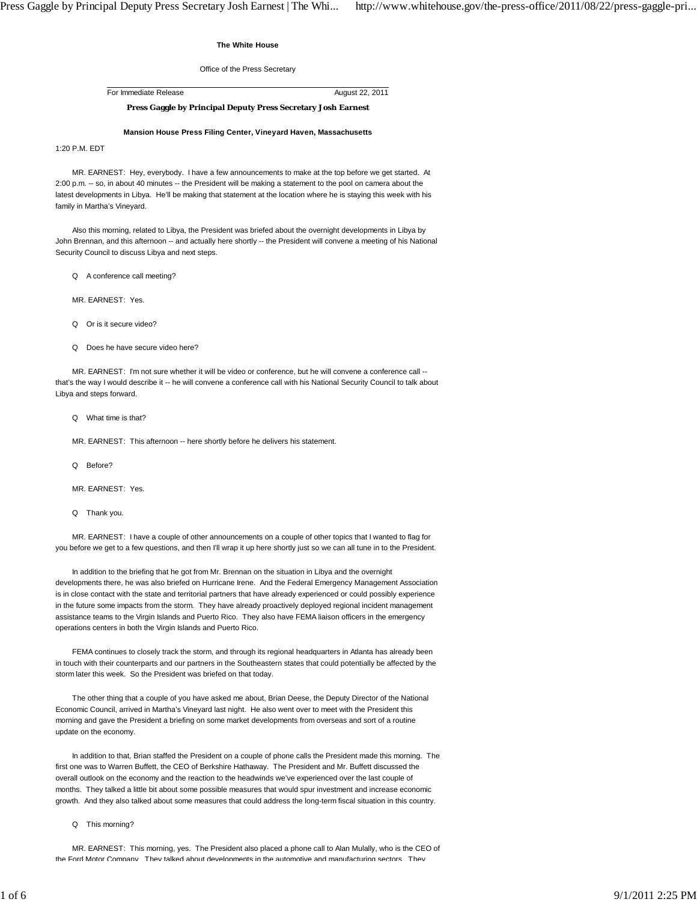**The White House**

Office of the Press Secretary

For Immediate Release August 22, 2011

**Press Gaggle by Principal Deputy Press Secretary Josh Earnest**

**Mansion House Press Filing Center, Vineyard Haven, Massachusetts**

1:20 P.M. EDT

MR. EARNEST: Hey, everybody. I have a few announcements to make at the top before we get started. At 2:00 p.m. -- so, in about 40 minutes -- the President will be making a statement to the pool on camera about the latest developments in Libya. He'll be making that statement at the location where he is staying this week with his family in Martha's Vineyard.

Also this morning, related to Libya, the President was briefed about the overnight developments in Libya by John Brennan, and this afternoon -- and actually here shortly -- the President will convene a meeting of his National Security Council to discuss Libya and next steps.

Q A conference call meeting?

MR. EARNEST: Yes.

Q Or is it secure video?

Q Does he have secure video here?

MR. EARNEST: I'm not sure whether it will be video or conference, but he will convene a conference call -- that's the way I would describe it -- he will convene a conference call with his National Security Council to talk about Libya and steps forward.

Q What time is that?

MR. EARNEST: This afternoon -- here shortly before he delivers his statement.

Q Before?

MR. EARNEST: Yes.

Q Thank you.

MR. EARNEST: I have a couple of other announcements on a couple of other topics that I wanted to flag for you before we get to a few questions, and then I'll wrap it up here shortly just so we can all tune in to the President.

In addition to the briefing that he got from Mr. Brennan on the situation in Libya and the overnight developments there, he was also briefed on Hurricane Irene. And the Federal Emergency Management Association is in close contact with the state and territorial partners that have already experienced or could possibly experience in the future some impacts from the storm. They have already proactively deployed regional incident management assistance teams to the Virgin Islands and Puerto Rico. They also have FEMA liaison officers in the emergency operations centers in both the Virgin Islands and Puerto Rico.

FEMA continues to closely track the storm, and through its regional headquarters in Atlanta has already been in touch with their counterparts and our partners in the Southeastern states that could potentially be affected by the storm later this week. So the President was briefed on that today.

The other thing that a couple of you have asked me about, Brian Deese, the Deputy Director of the National Economic Council, arrived in Martha's Vineyard last night. He also went over to meet with the President this morning and gave the President a briefing on some market developments from overseas and sort of a routine update on the economy.

In addition to that, Brian staffed the President on a couple of phone calls the President made this morning. The first one was to Warren Buffett, the CEO of Berkshire Hathaway. The President and Mr. Buffett discussed the overall outlook on the economy and the reaction to the headwinds we've experienced over the last couple of months. They talked a little bit about some possible measures that would spur investment and increase economic growth. And they also talked about some measures that could address the long-term fiscal situation in this country.

Q This morning?

MR. EARNEST: This morning, yes. The President also placed a phone call to Alan Mulally, who is the CEO of the Ford Motor Company. They talked about developments in the automotive and manufacturing sectors. They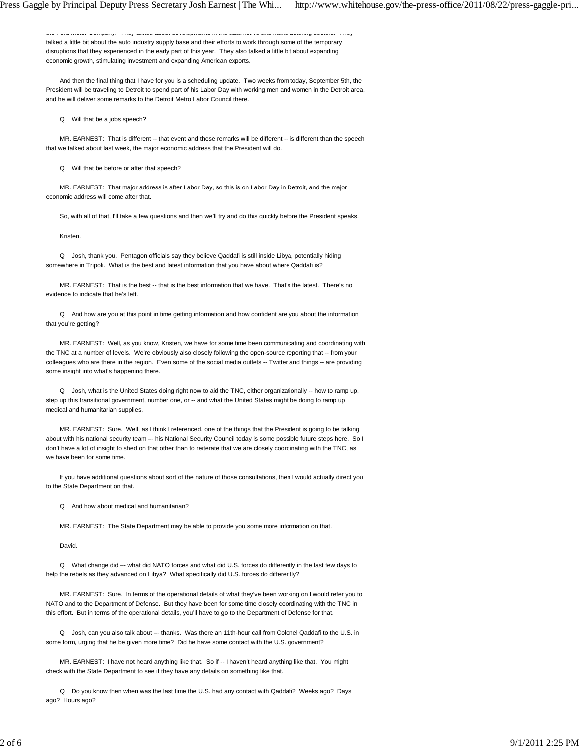the Ford Motor Company. They talked about developments in the automotive and manufacturing sectors. They talked a little bit about the auto industry supply base and their efforts to work through some of the temporary disruptions that they experienced in the early part of this year. They also talked a little bit about expanding economic growth, stimulating investment and expanding American exports.

And then the final thing that I have for you is a scheduling update. Two weeks from today, September 5th, the President will be traveling to Detroit to spend part of his Labor Day with working men and women in the Detroit area, and he will deliver some remarks to the Detroit Metro Labor Council there.

Q Will that be a jobs speech?

MR. EARNEST: That is different -- that event and those remarks will be different -- is different than the speech that we talked about last week, the major economic address that the President will do.

Q Will that be before or after that speech?

MR. EARNEST: That major address is after Labor Day, so this is on Labor Day in Detroit, and the major economic address will come after that.

So, with all of that, I'll take a few questions and then we'll try and do this quickly before the President speaks.

Kristen.

Q Josh, thank you. Pentagon officials say they believe Qaddafi is still inside Libya, potentially hiding somewhere in Tripoli. What is the best and latest information that you have about where Qaddafi is?

MR. EARNEST: That is the best -- that is the best information that we have. That's the latest. There's no evidence to indicate that he's left.

Q And how are you at this point in time getting information and how confident are you about the information that you're getting?

MR. EARNEST: Well, as you know, Kristen, we have for some time been communicating and coordinating with the TNC at a number of levels. We're obviously also closely following the open-source reporting that -- from your colleagues who are there in the region. Even some of the social media outlets -- Twitter and things -- are providing some insight into what's happening there.

Q Josh, what is the United States doing right now to aid the TNC, either organizationally -- how to ramp up, step up this transitional government, number one, or -- and what the United States might be doing to ramp up medical and humanitarian supplies.

MR. EARNEST: Sure. Well, as I think I referenced, one of the things that the President is going to be talking about with his national security team –- his National Security Council today is some possible future steps here. So I don't have a lot of insight to shed on that other than to reiterate that we are closely coordinating with the TNC, as we have been for some time.

If you have additional questions about sort of the nature of those consultations, then I would actually direct you to the State Department on that.

Q And how about medical and humanitarian?

MR. EARNEST: The State Department may be able to provide you some more information on that.

David.

Q What change did –- what did NATO forces and what did U.S. forces do differently in the last few days to help the rebels as they advanced on Libya? What specifically did U.S. forces do differently?

MR. EARNEST: Sure. In terms of the operational details of what they've been working on I would refer you to NATO and to the Department of Defense. But they have been for some time closely coordinating with the TNC in this effort. But in terms of the operational details, you'll have to go to the Department of Defense for that.

Q Josh, can you also talk about –- thanks. Was there an 11th-hour call from Colonel Qaddafi to the U.S. in some form, urging that he be given more time? Did he have some contact with the U.S. government?

MR. EARNEST: I have not heard anything like that. So if -- I haven't heard anything like that. You might check with the State Department to see if they have any details on something like that.

Q Do you know then when was the last time the U.S. had any contact with Qaddafi? Weeks ago? Days ago? Hours ago?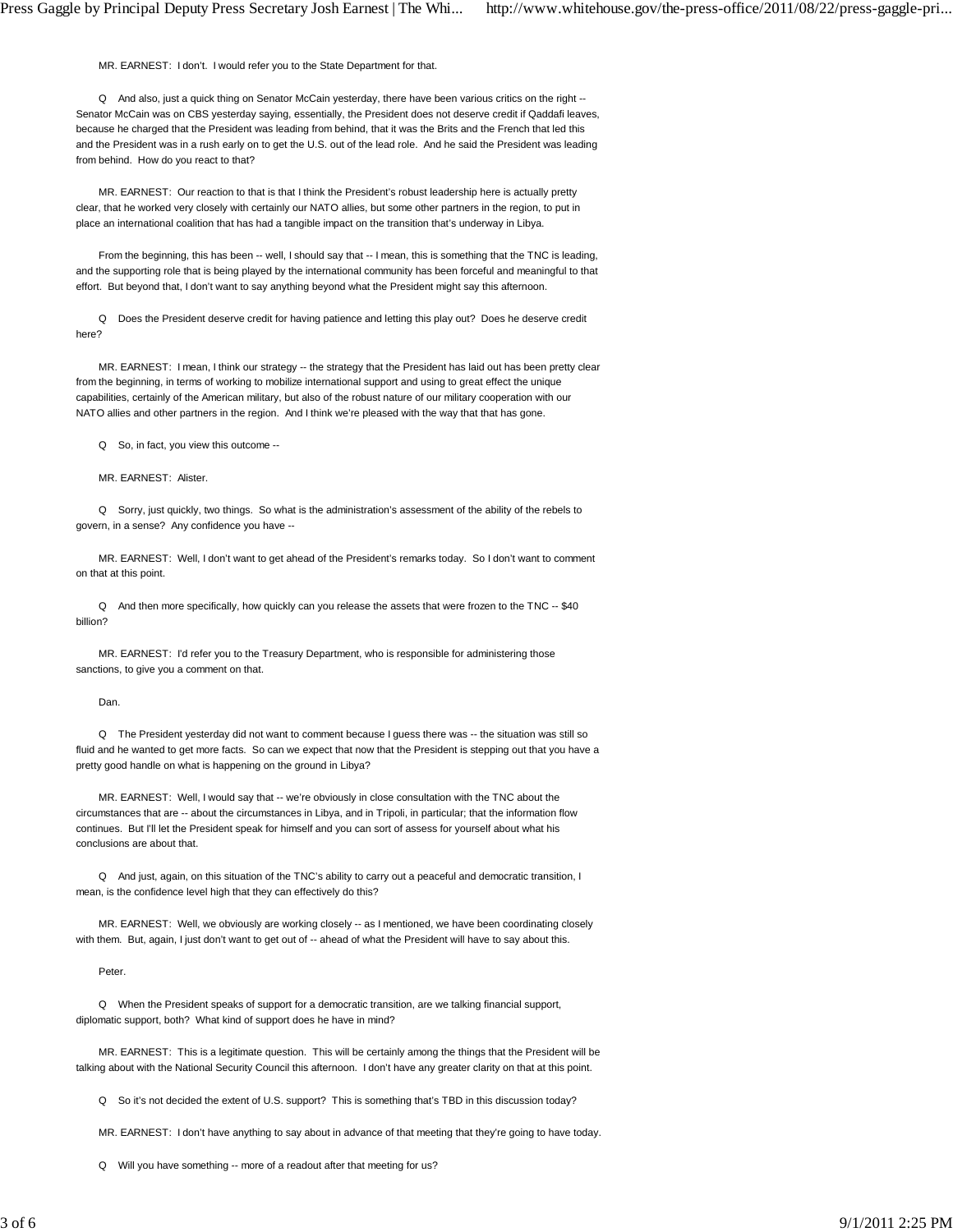MR. EARNEST: I don't. I would refer you to the State Department for that.

Q And also, just a quick thing on Senator McCain yesterday, there have been various critics on the right -- Senator McCain was on CBS yesterday saying, essentially, the President does not deserve credit if Qaddafi leaves, because he charged that the President was leading from behind, that it was the Brits and the French that led this and the President was in a rush early on to get the U.S. out of the lead role. And he said the President was leading from behind. How do you react to that?

MR. EARNEST: Our reaction to that is that I think the President's robust leadership here is actually pretty clear, that he worked very closely with certainly our NATO allies, but some other partners in the region, to put in place an international coalition that has had a tangible impact on the transition that's underway in Libya.

From the beginning, this has been -- well, I should say that -- I mean, this is something that the TNC is leading, and the supporting role that is being played by the international community has been forceful and meaningful to that effort. But beyond that, I don't want to say anything beyond what the President might say this afternoon.

Q Does the President deserve credit for having patience and letting this play out? Does he deserve credit here?

MR. EARNEST: I mean, I think our strategy -- the strategy that the President has laid out has been pretty clear from the beginning, in terms of working to mobilize international support and using to great effect the unique capabilities, certainly of the American military, but also of the robust nature of our military cooperation with our NATO allies and other partners in the region. And I think we're pleased with the way that that has gone.

Q So, in fact, you view this outcome --

MR. EARNEST: Alister.

Q Sorry, just quickly, two things. So what is the administration's assessment of the ability of the rebels to govern, in a sense? Any confidence you have --

MR. EARNEST: Well, I don't want to get ahead of the President's remarks today. So I don't want to comment on that at this point.

Q And then more specifically, how quickly can you release the assets that were frozen to the TNC -- $40 billion?

MR. EARNEST: I'd refer you to the Treasury Department, who is responsible for administering those sanctions, to give you a comment on that.

Dan.

Q The President yesterday did not want to comment because I guess there was -- the situation was still so fluid and he wanted to get more facts. So can we expect that now that the President is stepping out that you have a pretty good handle on what is happening on the ground in Libya?

MR. EARNEST: Well, I would say that -- we're obviously in close consultation with the TNC about the circumstances that are -- about the circumstances in Libya, and in Tripoli, in particular; that the information flow continues. But I'll let the President speak for himself and you can sort of assess for yourself about what his conclusions are about that.

Q And just, again, on this situation of the TNC's ability to carry out a peaceful and democratic transition, I mean, is the confidence level high that they can effectively do this?

MR. EARNEST: Well, we obviously are working closely -- as I mentioned, we have been coordinating closely with them. But, again, I just don't want to get out of -- ahead of what the President will have to say about this.

Peter.

Q When the President speaks of support for a democratic transition, are we talking financial support, diplomatic support, both? What kind of support does he have in mind?

MR. EARNEST: This is a legitimate question. This will be certainly among the things that the President will be talking about with the National Security Council this afternoon. I don't have any greater clarity on that at this point.

Q So it's not decided the extent of U.S. support? This is something that's TBD in this discussion today?

MR. EARNEST: I don't have anything to say about in advance of that meeting that they're going to have today.

Q Will you have something -- more of a readout after that meeting for us?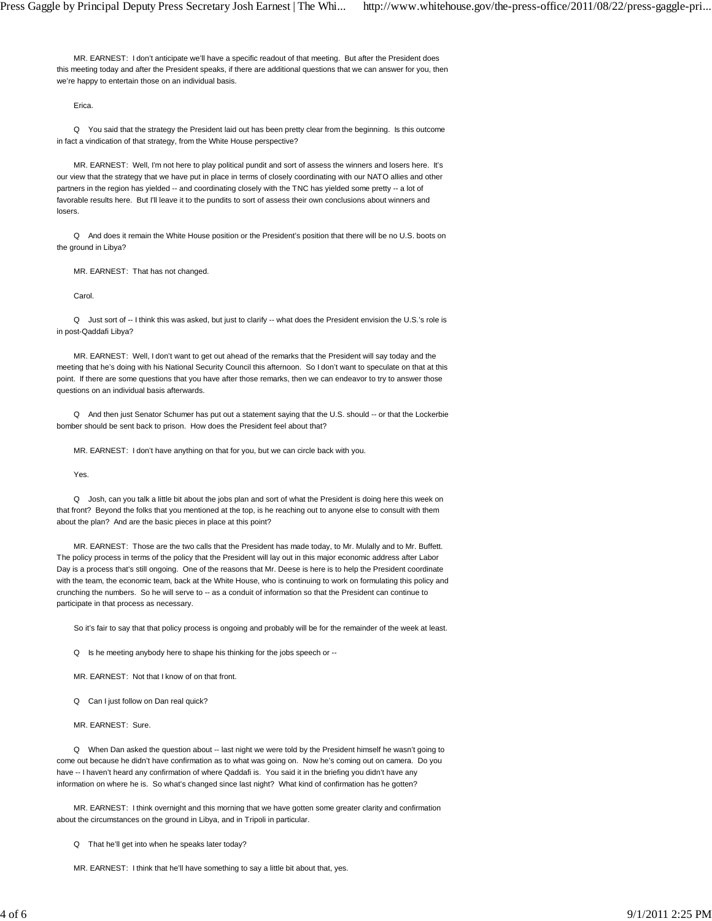MR. EARNEST: I don't anticipate we'll have a specific readout of that meeting. But after the President does this meeting today and after the President speaks, if there are additional questions that we can answer for you, then we're happy to entertain those on an individual basis.

Erica.

Q You said that the strategy the President laid out has been pretty clear from the beginning. Is this outcome in fact a vindication of that strategy, from the White House perspective?

MR. EARNEST: Well, I'm not here to play political pundit and sort of assess the winners and losers here. It's our view that the strategy that we have put in place in terms of closely coordinating with our NATO allies and other partners in the region has yielded -- and coordinating closely with the TNC has yielded some pretty -- a lot of favorable results here. But I'll leave it to the pundits to sort of assess their own conclusions about winners and losers.

Q And does it remain the White House position or the President's position that there will be no U.S. boots on the ground in Libya?

MR. EARNEST: That has not changed.

Carol.

Q Just sort of -- I think this was asked, but just to clarify -- what does the President envision the U.S.'s role is in post-Qaddafi Libya?

MR. EARNEST: Well, I don't want to get out ahead of the remarks that the President will say today and the meeting that he's doing with his National Security Council this afternoon. So I don't want to speculate on that at this point. If there are some questions that you have after those remarks, then we can endeavor to try to answer those questions on an individual basis afterwards.

Q And then just Senator Schumer has put out a statement saying that the U.S. should -- or that the Lockerbie bomber should be sent back to prison. How does the President feel about that?

MR. EARNEST: I don't have anything on that for you, but we can circle back with you.

Yes.

Q Josh, can you talk a little bit about the jobs plan and sort of what the President is doing here this week on that front? Beyond the folks that you mentioned at the top, is he reaching out to anyone else to consult with them about the plan? And are the basic pieces in place at this point?

MR. EARNEST: Those are the two calls that the President has made today, to Mr. Mulally and to Mr. Buffett. The policy process in terms of the policy that the President will lay out in this major economic address after Labor Day is a process that's still ongoing. One of the reasons that Mr. Deese is here is to help the President coordinate with the team, the economic team, back at the White House, who is continuing to work on formulating this policy and crunching the numbers. So he will serve to -- as a conduit of information so that the President can continue to participate in that process as necessary.

So it's fair to say that that policy process is ongoing and probably will be for the remainder of the week at least.

Q Is he meeting anybody here to shape his thinking for the jobs speech or --

MR. EARNEST: Not that I know of on that front.

Q Can I just follow on Dan real quick?

MR. EARNEST: Sure.

Q When Dan asked the question about -- last night we were told by the President himself he wasn't going to come out because he didn't have confirmation as to what was going on. Now he's coming out on camera. Do you have -- I haven't heard any confirmation of where Qaddafi is. You said it in the briefing you didn't have any information on where he is. So what's changed since last night? What kind of confirmation has he gotten?

MR. EARNEST: I think overnight and this morning that we have gotten some greater clarity and confirmation about the circumstances on the ground in Libya, and in Tripoli in particular.

Q That he'll get into when he speaks later today?

MR. EARNEST: I think that he'll have something to say a little bit about that, yes.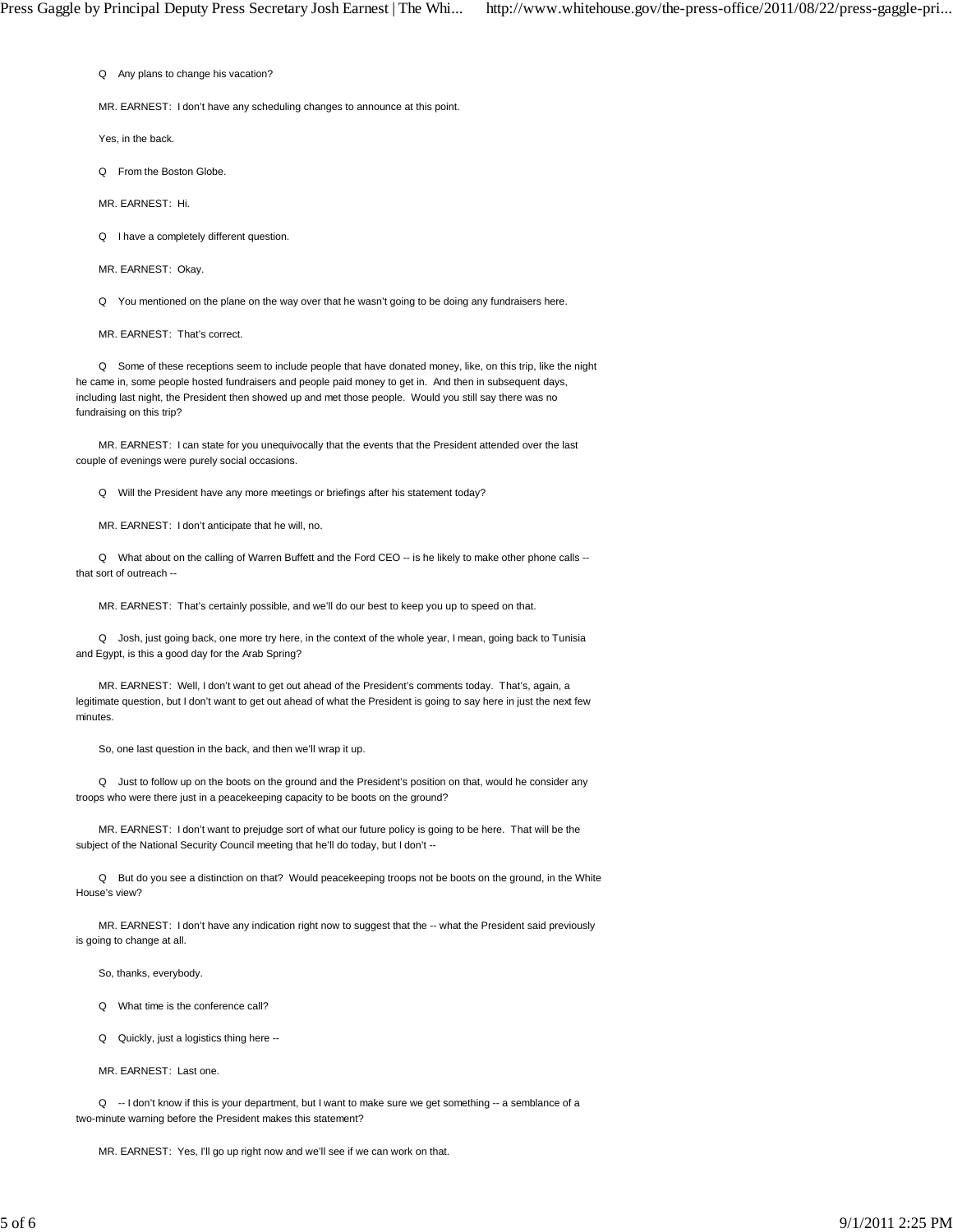Q Any plans to change his vacation?

MR. EARNEST: I don't have any scheduling changes to announce at this point.

Yes, in the back.

Q From the Boston Globe.

MR. EARNEST: Hi.

Q I have a completely different question.

MR. EARNEST: Okay.

Q You mentioned on the plane on the way over that he wasn't going to be doing any fundraisers here.

MR. EARNEST: That's correct.

Q Some of these receptions seem to include people that have donated money, like, on this trip, like the night he came in, some people hosted fundraisers and people paid money to get in. And then in subsequent days, including last night, the President then showed up and met those people. Would you still say there was no fundraising on this trip?

MR. EARNEST: I can state for you unequivocally that the events that the President attended over the last couple of evenings were purely social occasions.

Q Will the President have any more meetings or briefings after his statement today?

MR. EARNEST: I don't anticipate that he will, no.

Q What about on the calling of Warren Buffett and the Ford CEO -- is he likely to make other phone calls -- that sort of outreach --

MR. EARNEST: That's certainly possible, and we'll do our best to keep you up to speed on that.

Q Josh, just going back, one more try here, in the context of the whole year, I mean, going back to Tunisia and Egypt, is this a good day for the Arab Spring?

MR. EARNEST: Well, I don't want to get out ahead of the President's comments today. That's, again, a legitimate question, but I don't want to get out ahead of what the President is going to say here in just the next few minutes.

So, one last question in the back, and then we'll wrap it up.

Q Just to follow up on the boots on the ground and the President's position on that, would he consider any troops who were there just in a peacekeeping capacity to be boots on the ground?

MR. EARNEST: I don't want to prejudge sort of what our future policy is going to be here. That will be the subject of the National Security Council meeting that he'll do today, but I don't --

Q But do you see a distinction on that? Would peacekeeping troops not be boots on the ground, in the White House's view?

MR. EARNEST: I don't have any indication right now to suggest that the -- what the President said previously is going to change at all.

So, thanks, everybody.

Q What time is the conference call?

Q Quickly, just a logistics thing here --

MR. EARNEST: Last one.

Q -- I don't know if this is your department, but I want to make sure we get something -- a semblance of a two-minute warning before the President makes this statement?

MR. EARNEST: Yes, I'll go up right now and we'll see if we can work on that.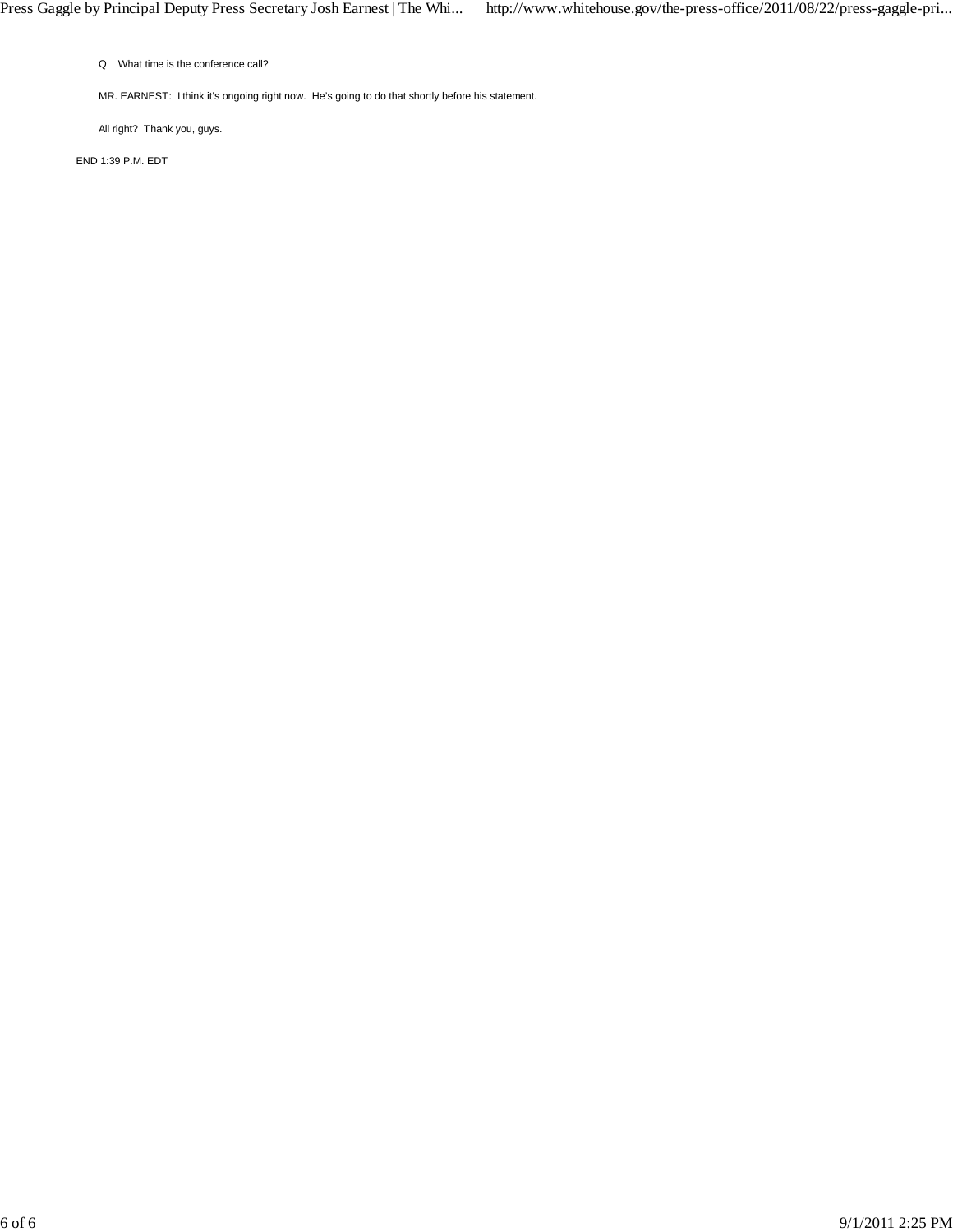Q What time is the conference call?

MR. EARNEST: I think it's ongoing right now. He's going to do that shortly before his statement.

All right? Thank you, guys.

END 1:39 P.M. EDT